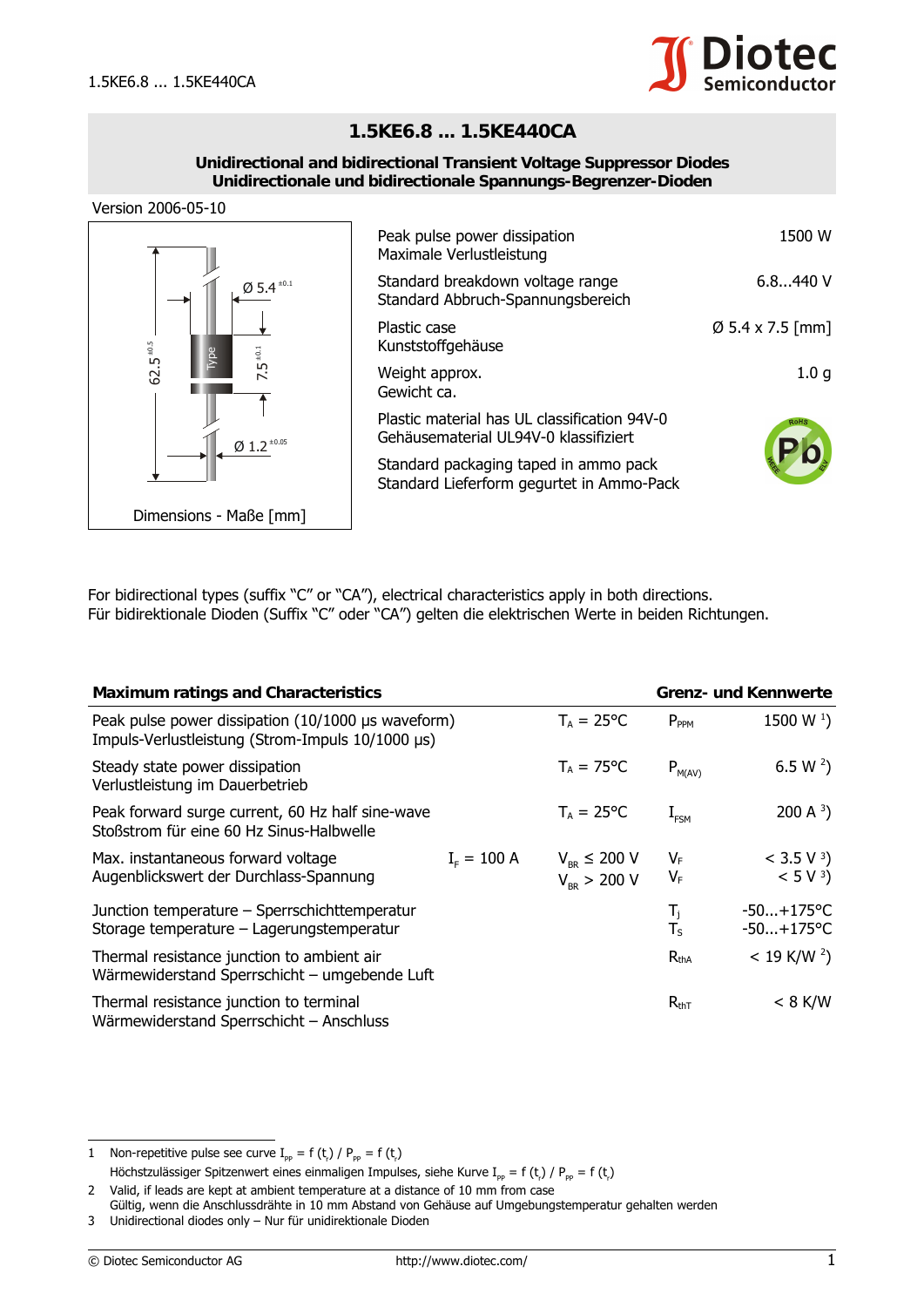# 1.5KE6.8 ... 1.5KE440CA

**Unidirectional and bidirectional Transient Voltage Suppressor Diodes**
**Unidirectionale und bidirectionale Spannungs-Begrenzer-Dioden**

Version 2006-05-10

Dimensions - Maße [mm]

| | |
|---|---|
| Peak pulse power dissipation<br>Maximale Verlustleistung | 1500 W |
| Standard breakdown voltage range<br>Standard Abbruch-Spannungsbereich | 6.8...440 V |
| Plastic case<br>Kunststoffgehäuse | Ø 5.4 x 7.5 [mm] |
| Weight approx.<br>Gewicht ca. | 1.0 g |
| Plastic material has UL classification 94V-0<br>Gehäusematerial UL94V-0 klassifiziert | |
| Standard packaging taped in ammo pack<br>Standard Lieferform gegurtet in Ammo-Pack | |

For bidirectional types (suffix "C" or "CA"), electrical characteristics apply in both directions.
Für bidirektionale Dioden (Suffix "C" oder "CA") gelten die elektrischen Werte in beiden Richtungen.

| **Maximum ratings and Characteristics** | | | | **Grenz- und Kennwerte** |
|---|---|---|---|---|
| Peak pulse power dissipation (10/1000 µs waveform)<br>Impuls-Verlustleistung (Strom-Impuls 10/1000 µs) | | $T_A$ = 25°C | $P_{PPM}$ | 1500 W [1] |
| Steady state power dissipation<br>Verlustleistung im Dauerbetrieb | | $T_A$ = 75°C | $P_{M(AV)}$ | 6.5 W [2] |
| Peak forward surge current, 60 Hz half sine-wave<br>Stoßstrom für eine 60 Hz Sinus-Halbwelle | | $T_A$ = 25°C | $I_{FSM}$ | 200 A [3] |
| Max. instantaneous forward voltage<br>Augenblickswert der Durchlass-Spannung | $I_F$ = 100 A | $V_{BR} \leq 200$ V<br>$V_{BR} > 200$ V | $V_F$<br>$V_F$ | < 3.5 V [3]<br>< 5 V [3] |
| Junction temperature – Sperrschichttemperatur<br>Storage temperature – Lagerungstemperatur | | | $T_j$<br>$T_S$ | -50...+175°C<br>-50...+175°C |
| Thermal resistance junction to ambient air<br>Wärmewiderstand Sperrschicht – umgebende Luft | | | $R_{thA}$ | < 19 K/W [2] |
| Thermal resistance junction to terminal<br>Wärmewiderstand Sperrschicht – Anschluss | | | $R_{thT}$ | < 8 K/W |

1 Non-repetitive pulse see curve $I_{PP} = f(t_r)$ / $P_{PP} = f(t_r)$
Höchstzulässiger Spitzenwert eines einmaligen Impulses, siehe Kurve $I_{PP} = f(t_r)$ / $P_{PP} = f(t_r)$

2 Valid, if leads are kept at ambient temperature at a distance of 10 mm from case
Gültig, wenn die Anschlussdrähte in 10 mm Abstand von Gehäuse auf Umgebungstemperatur gehalten werden

3 Unidirectional diodes only – Nur für unidirektionale Dioden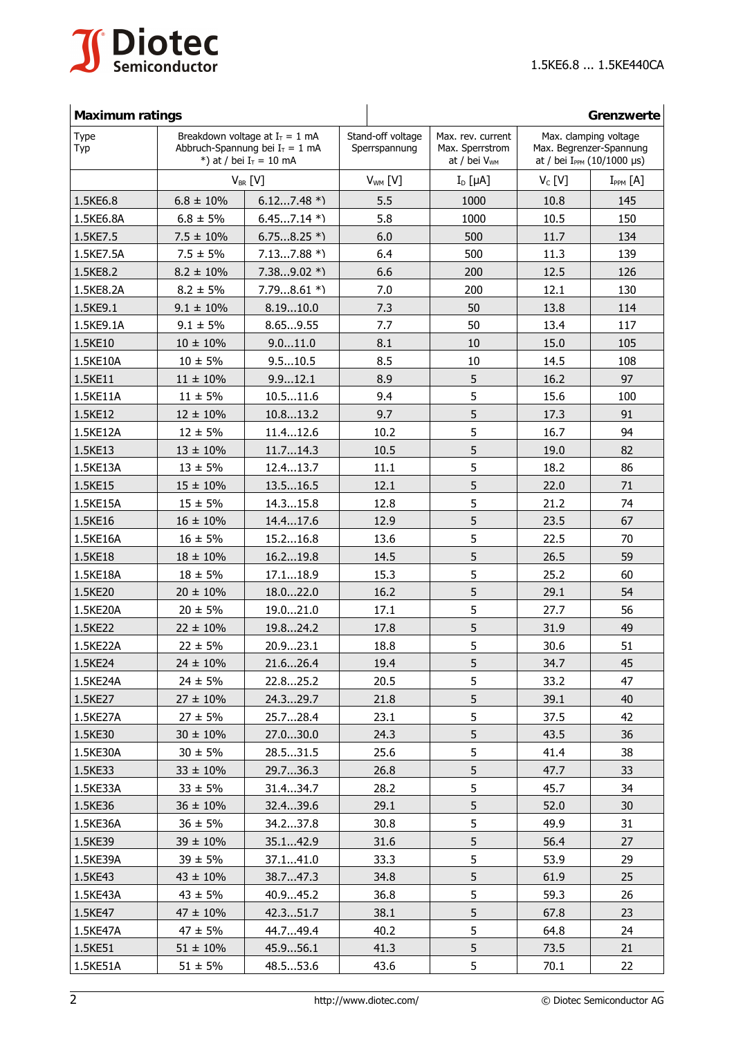| Maximum ratings | | | | | | Grenzwerte |
|---|---|---|---|---|---|---|
| Type<br>Typ | Breakdown voltage at $I_T$ = 1 mA<br>Abbruch-Spannung bei $I_T$ = 1 mA<br>*) at / bei $I_T$ = 10 mA | | Stand-off voltage<br>Sperrspannung | Max. rev. current<br>Max. Sperrstrom<br>at / bei $V_{WM}$ | Max. clamping voltage<br>Max. Begrenzer-Spannung<br>at / bei $I_{PPM}$ (10/1000 µs) | |
| | $V_{BR}$ [V] | | $V_{WM}$ [V] | $I_D$ [µA] | $V_C$ [V] | $I_{PPM}$ [A] |
| 1.5KE6.8 | 6.8 ± 10% | 6.12...7.48 *) | 5.5 | 1000 | 10.8 | 145 |
| 1.5KE6.8A | 6.8 ± 5% | 6.45...7.14 *) | 5.8 | 1000 | 10.5 | 150 |
| 1.5KE7.5 | 7.5 ± 10% | 6.75...8.25 *) | 6.0 | 500 | 11.7 | 134 |
| 1.5KE7.5A | 7.5 ± 5% | 7.13...7.88 *) | 6.4 | 500 | 11.3 | 139 |
| 1.5KE8.2 | 8.2 ± 10% | 7.38...9.02 *) | 6.6 | 200 | 12.5 | 126 |
| 1.5KE8.2A | 8.2 ± 5% | 7.79...8.61 *) | 7.0 | 200 | 12.1 | 130 |
| 1.5KE9.1 | 9.1 ± 10% | 8.19...10.0 | 7.3 | 50 | 13.8 | 114 |
| 1.5KE9.1A | 9.1 ± 5% | 8.65...9.55 | 7.7 | 50 | 13.4 | 117 |
| 1.5KE10 | 10 ± 10% | 9.0...11.0 | 8.1 | 10 | 15.0 | 105 |
| 1.5KE10A | 10 ± 5% | 9.5...10.5 | 8.5 | 10 | 14.5 | 108 |
| 1.5KE11 | 11 ± 10% | 9.9...12.1 | 8.9 | 5 | 16.2 | 97 |
| 1.5KE11A | 11 ± 5% | 10.5...11.6 | 9.4 | 5 | 15.6 | 100 |
| 1.5KE12 | 12 ± 10% | 10.8...13.2 | 9.7 | 5 | 17.3 | 91 |
| 1.5KE12A | 12 ± 5% | 11.4...12.6 | 10.2 | 5 | 16.7 | 94 |
| 1.5KE13 | 13 ± 10% | 11.7...14.3 | 10.5 | 5 | 19.0 | 82 |
| 1.5KE13A | 13 ± 5% | 12.4...13.7 | 11.1 | 5 | 18.2 | 86 |
| 1.5KE15 | 15 ± 10% | 13.5...16.5 | 12.1 | 5 | 22.0 | 71 |
| 1.5KE15A | 15 ± 5% | 14.3...15.8 | 12.8 | 5 | 21.2 | 74 |
| 1.5KE16 | 16 ± 10% | 14.4...17.6 | 12.9 | 5 | 23.5 | 67 |
| 1.5KE16A | 16 ± 5% | 15.2...16.8 | 13.6 | 5 | 22.5 | 70 |
| 1.5KE18 | 18 ± 10% | 16.2...19.8 | 14.5 | 5 | 26.5 | 59 |
| 1.5KE18A | 18 ± 5% | 17.1...18.9 | 15.3 | 5 | 25.2 | 60 |
| 1.5KE20 | 20 ± 10% | 18.0...22.0 | 16.2 | 5 | 29.1 | 54 |
| 1.5KE20A | 20 ± 5% | 19.0...21.0 | 17.1 | 5 | 27.7 | 56 |
| 1.5KE22 | 22 ± 10% | 19.8...24.2 | 17.8 | 5 | 31.9 | 49 |
| 1.5KE22A | 22 ± 5% | 20.9...23.1 | 18.8 | 5 | 30.6 | 51 |
| 1.5KE24 | 24 ± 10% | 21.6...26.4 | 19.4 | 5 | 34.7 | 45 |
| 1.5KE24A | 24 ± 5% | 22.8...25.2 | 20.5 | 5 | 33.2 | 47 |
| 1.5KE27 | 27 ± 10% | 24.3...29.7 | 21.8 | 5 | 39.1 | 40 |
| 1.5KE27A | 27 ± 5% | 25.7...28.4 | 23.1 | 5 | 37.5 | 42 |
| 1.5KE30 | 30 ± 10% | 27.0...30.0 | 24.3 | 5 | 43.5 | 36 |
| 1.5KE30A | 30 ± 5% | 28.5...31.5 | 25.6 | 5 | 41.4 | 38 |
| 1.5KE33 | 33 ± 10% | 29.7...36.3 | 26.8 | 5 | 47.7 | 33 |
| 1.5KE33A | 33 ± 5% | 31.4...34.7 | 28.2 | 5 | 45.7 | 34 |
| 1.5KE36 | 36 ± 10% | 32.4...39.6 | 29.1 | 5 | 52.0 | 30 |
| 1.5KE36A | 36 ± 5% | 34.2...37.8 | 30.8 | 5 | 49.9 | 31 |
| 1.5KE39 | 39 ± 10% | 35.1...42.9 | 31.6 | 5 | 56.4 | 27 |
| 1.5KE39A | 39 ± 5% | 37.1...41.0 | 33.3 | 5 | 53.9 | 29 |
| 1.5KE43 | 43 ± 10% | 38.7...47.3 | 34.8 | 5 | 61.9 | 25 |
| 1.5KE43A | 43 ± 5% | 40.9...45.2 | 36.8 | 5 | 59.3 | 26 |
| 1.5KE47 | 47 ± 10% | 42.3...51.7 | 38.1 | 5 | 67.8 | 23 |
| 1.5KE47A | 47 ± 5% | 44.7...49.4 | 40.2 | 5 | 64.8 | 24 |
| 1.5KE51 | 51 ± 10% | 45.9...56.1 | 41.3 | 5 | 73.5 | 21 |
| 1.5KE51A | 51 ± 5% | 48.5...53.6 | 43.6 | 5 | 70.1 | 22 |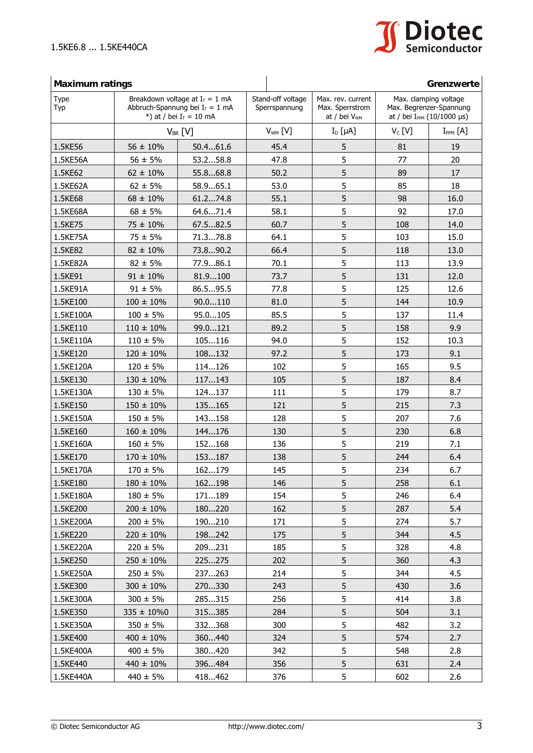| **Maximum ratings** | | | | | | **Grenzwerte** |
|---|---|---|---|---|---|---|
| Type<br>Typ | Breakdown voltage at $I_T$ = 1 mA<br>Abbruch-Spannung bei $I_T$ = 1 mA<br>*) at / bei $I_T$ = 10 mA | | Stand-off voltage<br>Sperrspannung | Max. rev. current<br>Max. Sperrstrom<br>at / bei $V_{WM}$ | Max. clamping voltage<br>Max. Begrenzer-Spannung<br>at / bei $I_{PPM}$ (10/1000 µs) | |
| | $V_{BR}$ [V] | | $V_{WM}$ [V] | $I_D$ [µA] | $V_C$ [V] | $I_{PPM}$ [A] |
| 1.5KE56 | 56 ± 10% | 50.4…61.6 | 45.4 | 5 | 81 | 19 |
| 1.5KE56A | 56 ± 5% | 53.2…58.8 | 47.8 | 5 | 77 | 20 |
| 1.5KE62 | 62 ± 10% | 55.8…68.8 | 50.2 | 5 | 89 | 17 |
| 1.5KE62A | 62 ± 5% | 58.9…65.1 | 53.0 | 5 | 85 | 18 |
| 1.5KE68 | 68 ± 10% | 61.2…74.8 | 55.1 | 5 | 98 | 16.0 |
| 1.5KE68A | 68 ± 5% | 64.6…71.4 | 58.1 | 5 | 92 | 17.0 |
| 1.5KE75 | 75 ± 10% | 67.5…82.5 | 60.7 | 5 | 108 | 14.0 |
| 1.5KE75A | 75 ± 5% | 71.3…78.8 | 64.1 | 5 | 103 | 15.0 |
| 1.5KE82 | 82 ± 10% | 73.8…90.2 | 66.4 | 5 | 118 | 13.0 |
| 1.5KE82A | 82 ± 5% | 77.9…86.1 | 70.1 | 5 | 113 | 13.9 |
| 1.5KE91 | 91 ± 10% | 81.9…100 | 73.7 | 5 | 131 | 12.0 |
| 1.5KE91A | 91 ± 5% | 86.5…95.5 | 77.8 | 5 | 125 | 12.6 |
| 1.5KE100 | 100 ± 10% | 90.0…110 | 81.0 | 5 | 144 | 10.9 |
| 1.5KE100A | 100 ± 5% | 95.0…105 | 85.5 | 5 | 137 | 11.4 |
| 1.5KE110 | 110 ± 10% | 99.0…121 | 89.2 | 5 | 158 | 9.9 |
| 1.5KE110A | 110 ± 5% | 105…116 | 94.0 | 5 | 152 | 10.3 |
| 1.5KE120 | 120 ± 10% | 108…132 | 97.2 | 5 | 173 | 9.1 |
| 1.5KE120A | 120 ± 5% | 114…126 | 102 | 5 | 165 | 9.5 |
| 1.5KE130 | 130 ± 10% | 117…143 | 105 | 5 | 187 | 8.4 |
| 1.5KE130A | 130 ± 5% | 124…137 | 111 | 5 | 179 | 8.7 |
| 1.5KE150 | 150 ± 10% | 135…165 | 121 | 5 | 215 | 7.3 |
| 1.5KE150A | 150 ± 5% | 143…158 | 128 | 5 | 207 | 7.6 |
| 1.5KE160 | 160 ± 10% | 144…176 | 130 | 5 | 230 | 6.8 |
| 1.5KE160A | 160 ± 5% | 152…168 | 136 | 5 | 219 | 7.1 |
| 1.5KE170 | 170 ± 10% | 153…187 | 138 | 5 | 244 | 6.4 |
| 1.5KE170A | 170 ± 5% | 162…179 | 145 | 5 | 234 | 6.7 |
| 1.5KE180 | 180 ± 10% | 162…198 | 146 | 5 | 258 | 6.1 |
| 1.5KE180A | 180 ± 5% | 171…189 | 154 | 5 | 246 | 6.4 |
| 1.5KE200 | 200 ± 10% | 180…220 | 162 | 5 | 287 | 5.4 |
| 1.5KE200A | 200 ± 5% | 190…210 | 171 | 5 | 274 | 5.7 |
| 1.5KE220 | 220 ± 10% | 198…242 | 175 | 5 | 344 | 4.5 |
| 1.5KE220A | 220 ± 5% | 209…231 | 185 | 5 | 328 | 4.8 |
| 1.5KE250 | 250 ± 10% | 225…275 | 202 | 5 | 360 | 4.3 |
| 1.5KE250A | 250 ± 5% | 237…263 | 214 | 5 | 344 | 4.5 |
| 1.5KE300 | 300 ± 10% | 270…330 | 243 | 5 | 430 | 3.6 |
| 1.5KE300A | 300 ± 5% | 285…315 | 256 | 5 | 414 | 3.8 |
| 1.5KE350 | 335 ± 10%0 | 315…385 | 284 | 5 | 504 | 3.1 |
| 1.5KE350A | 350 ± 5% | 332…368 | 300 | 5 | 482 | 3.2 |
| 1.5KE400 | 400 ± 10% | 360…440 | 324 | 5 | 574 | 2.7 |
| 1.5KE400A | 400 ± 5% | 380…420 | 342 | 5 | 548 | 2.8 |
| 1.5KE440 | 440 ± 10% | 396…484 | 356 | 5 | 631 | 2.4 |
| 1.5KE440A | 440 ± 5% | 418…462 | 376 | 5 | 602 | 2.6 |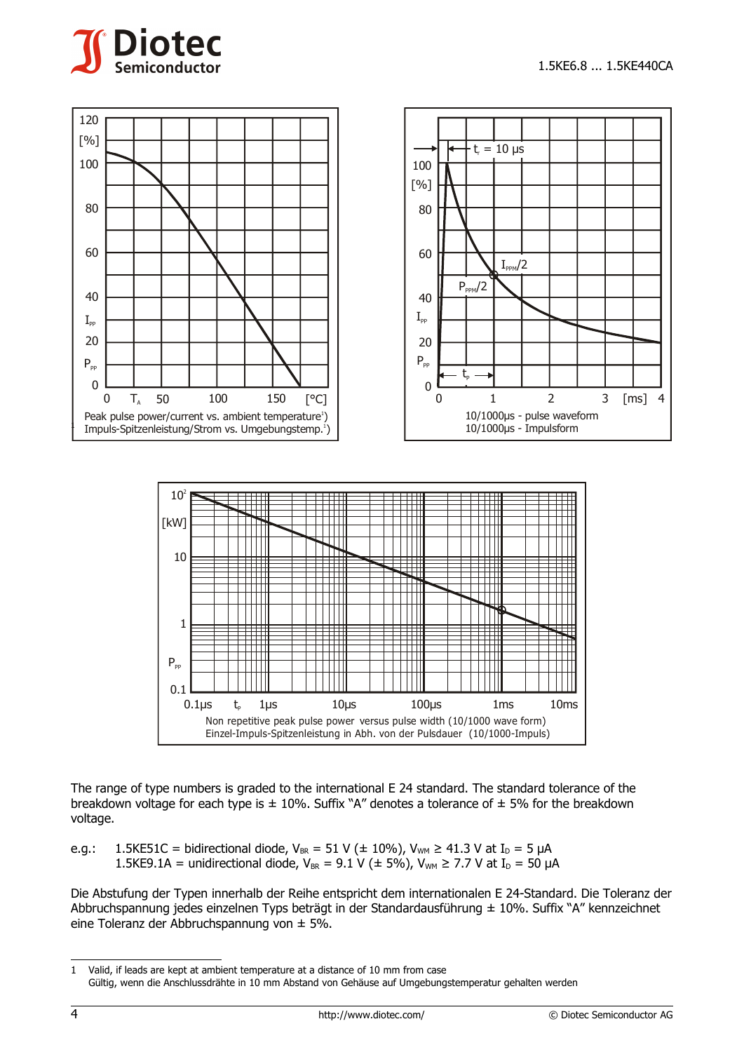120
[%]
100
80
60
40
$I_{PP}$
20
$P_{PP}$
0
0 $T_A$ 50 100 150 [°C]

Peak pulse power/current vs. ambient temperature[1])
Impuls-Spitzenleistung/Strom vs. Umgebungstemp.[1])

$t_r$ = 10 µs
100
[%]
80
60
$I_{PPM}/2$
$P_{PPM}/2$
40
$I_{PP}$
20
$P_{PP}$
$t_p$
0
0 1 2 3 [ms] 4

10/1000µs - pulse waveform
10/1000µs - Impulsform

$10^2$
[kW]
10
1
$P_{PP}$
0.1
0.1µs $t_p$ 1µs 10µs 100µs 1ms 10ms

Non repetitive peak pulse power versus pulse width (10/1000 wave form)
Einzel-Impuls-Spitzenleistung in Abh. von der Pulsdauer (10/1000-Impuls)

The range of type numbers is graded to the international E 24 standard. The standard tolerance of the breakdown voltage for each type is ± 10%. Suffix "A" denotes a tolerance of ± 5% for the breakdown voltage.

e.g.: 1.5KE51C = bidirectional diode, $V_{BR}$ = 51 V (± 10%), $V_{WM}$ ≥ 41.3 V at $I_D$ = 5 µA
1.5KE9.1A = unidirectional diode, $V_{BR}$ = 9.1 V (± 5%), $V_{WM}$ ≥ 7.7 V at $I_D$ = 50 µA

Die Abstufung der Typen innerhalb der Reihe entspricht dem internationalen E 24-Standard. Die Toleranz der Abbruchspannung jedes einzelnen Typs beträgt in der Standardausführung ± 10%. Suffix "A" kennzeichnet eine Toleranz der Abbruchspannung von ± 5%.

1 Valid, if leads are kept at ambient temperature at a distance of 10 mm from case
Gültig, wenn die Anschlussdrähte in 10 mm Abstand von Gehäuse auf Umgebungstemperatur gehalten werden